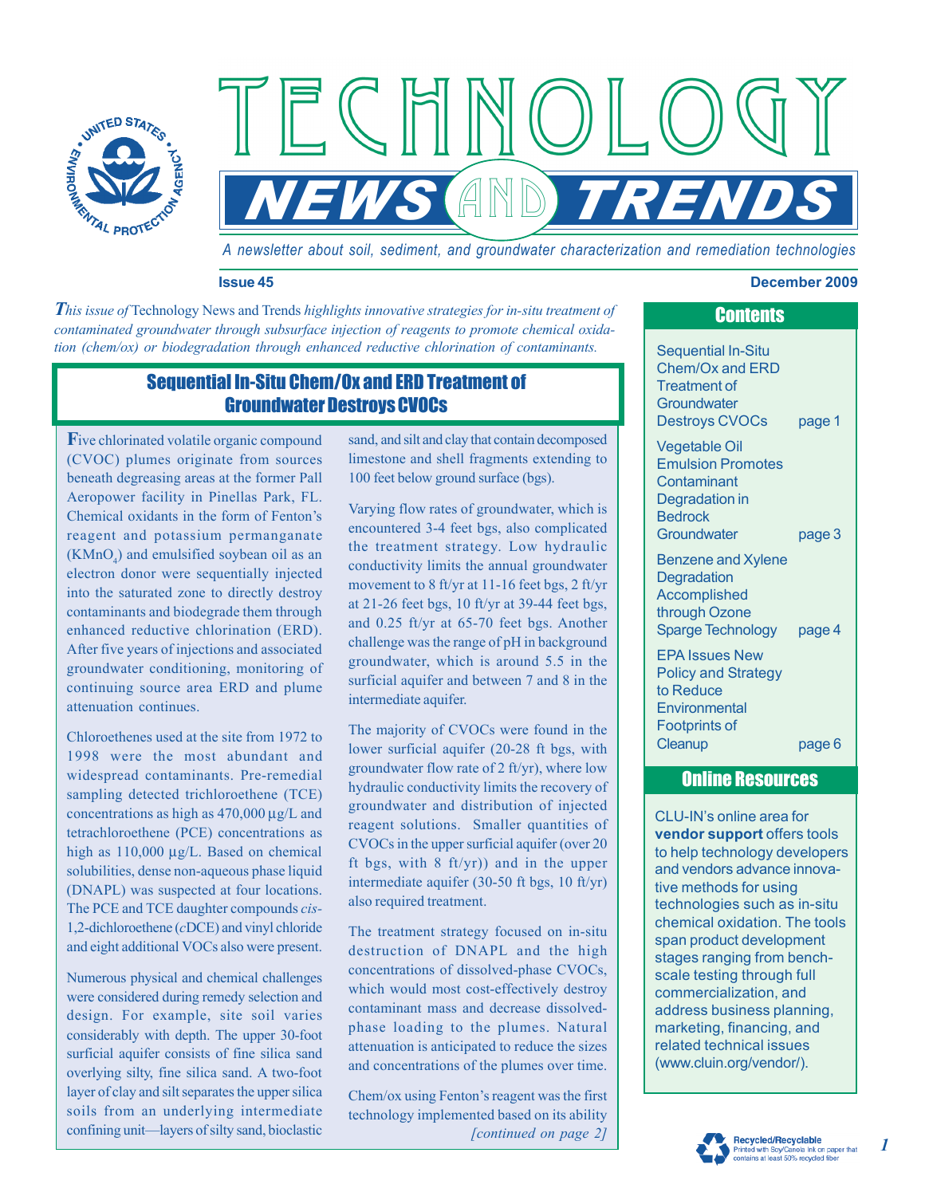# TECHNOLOGY NEWS AND TRENDS

*A newsletter about soil, sediment, and groundwater characterization and remediation technologies*

**Issue 45** **December 2009**

*This issue of* Technology News and Trends *highlights innovative strategies for in-situ treatment of contaminated groundwater through subsurface injection of reagents to promote chemical oxidation (chem/ox) or biodegradation through enhanced reductive chlorination of contaminants.*

## Sequential In-Situ Chem/Ox and ERD Treatment of Groundwater Destroys CVOCs

Five chlorinated volatile organic compound (CVOC) plumes originate from sources beneath degreasing areas at the former Pall Aeropower facility in Pinellas Park, FL. Chemical oxidants in the form of Fenton's reagent and potassium permanganate ($KMnO_4$) and emulsified soybean oil as an electron donor were sequentially injected into the saturated zone to directly destroy contaminants and biodegrade them through enhanced reductive chlorination (ERD). After five years of injections and associated groundwater conditioning, monitoring of continuing source area ERD and plume attenuation continues.

Chloroethenes used at the site from 1972 to 1998 were the most abundant and widespread contaminants. Pre-remedial sampling detected trichloroethene (TCE) concentrations as high as 470,000 µg/L and tetrachloroethene (PCE) concentrations as high as 110,000 µg/L. Based on chemical solubilities, dense non-aqueous phase liquid (DNAPL) was suspected at four locations. The PCE and TCE daughter compounds *cis*-1,2-dichloroethene (*c*DCE) and vinyl chloride and eight additional VOCs also were present.

Numerous physical and chemical challenges were considered during remedy selection and design. For example, site soil varies considerably with depth. The upper 30-foot surficial aquifer consists of fine silica sand overlying silty, fine silica sand. A two-foot layer of clay and silt separates the upper silica soils from an underlying intermediate confining unit—layers of silty sand, bioclastic sand, and silt and clay that contain decomposed limestone and shell fragments extending to 100 feet below ground surface (bgs).

Varying flow rates of groundwater, which is encountered 3-4 feet bgs, also complicated the treatment strategy. Low hydraulic conductivity limits the annual groundwater movement to 8 ft/yr at 11-16 feet bgs, 2 ft/yr at 21-26 feet bgs, 10 ft/yr at 39-44 feet bgs, and 0.25 ft/yr at 65-70 feet bgs. Another challenge was the range of pH in background groundwater, which is around 5.5 in the surficial aquifer and between 7 and 8 in the intermediate aquifer.

The majority of CVOCs were found in the lower surficial aquifer (20-28 ft bgs, with groundwater flow rate of 2 ft/yr), where low hydraulic conductivity limits the recovery of groundwater and distribution of injected reagent solutions. Smaller quantities of CVOCs in the upper surficial aquifer (over 20 ft bgs, with 8 ft/yr)) and in the upper intermediate aquifer (30-50 ft bgs, 10 ft/yr) also required treatment.

The treatment strategy focused on in-situ destruction of DNAPL and the high concentrations of dissolved-phase CVOCs, which would most cost-effectively destroy contaminant mass and decrease dissolved-phase loading to the plumes. Natural attenuation is anticipated to reduce the sizes and concentrations of the plumes over time.

Chem/ox using Fenton's reagent was the first technology implemented based on its ability

*[continued on page 2]*

## Contents

- Sequential In-Situ Chem/Ox and ERD Treatment of Groundwater Destroys CVOCs — page 1
- Vegetable Oil Emulsion Promotes Contaminant Degradation in Bedrock Groundwater — page 3
- Benzene and Xylene Degradation Accomplished through Ozone Sparge Technology — page 4
- EPA Issues New Policy and Strategy to Reduce Environmental Footprints of Cleanup — page 6

## Online Resources

CLU-IN's online area for **vendor support** offers tools to help technology developers and vendors advance innovative methods for using technologies such as in-situ chemical oxidation. The tools span product development stages ranging from bench-scale testing through full commercialization, and address business planning, marketing, financing, and related technical issues (www.cluin.org/vendor/).

Recycled/Recyclable
Printed with Soy/Canola Ink on paper that contains at least 50% recycled fiber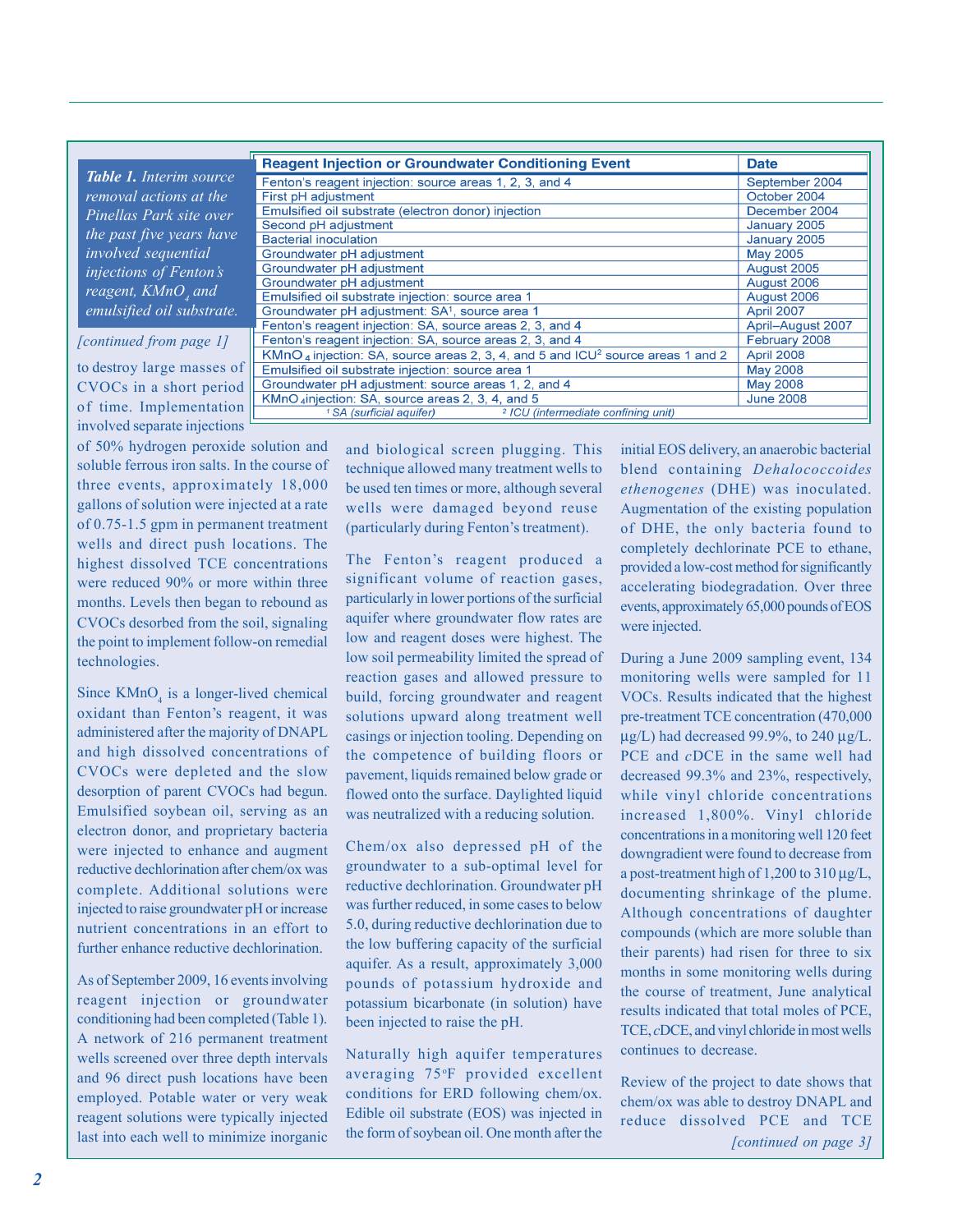**Table 1.** *Interim source removal actions at the Pinellas Park site over the past five years have involved sequential injections of Fenton's reagent, $KMnO_4$ and emulsified oil substrate.*

| Reagent Injection or Groundwater Conditioning Event | Date |
|---|---|
| Fenton's reagent injection: source areas 1, 2, 3, and 4 | September 2004 |
| First pH adjustment | October 2004 |
| Emulsified oil substrate (electron donor) injection | December 2004 |
| Second pH adjustment | January 2005 |
| Bacterial inoculation | January 2005 |
| Groundwater pH adjustment | May 2005 |
| Groundwater pH adjustment | August 2005 |
| Groundwater pH adjustment | August 2006 |
| Emulsified oil substrate injection: source area 1 | August 2006 |
| Groundwater pH adjustment: SA[1], source area 1 | April 2007 |
| Fenton's reagent injection: SA, source areas 2, 3, and 4 | April–August 2007 |
| Fenton's reagent injection: SA, source areas 2, 3, and 4 | February 2008 |
| $KMnO_4$ injection: SA, source areas 2, 3, 4, and 5 and ICU[2] source areas 1 and 2 | April 2008 |
| Emulsified oil substrate injection: source area 1 | May 2008 |
| Groundwater pH adjustment: source areas 1, 2, and 4 | May 2008 |
| $KMnO_4$ injection: SA, source areas 2, 3, 4, and 5 | June 2008 |

[1] SA (surficial aquifer) [2] ICU (intermediate confining unit)

*[continued from page 1]*

to destroy large masses of CVOCs in a short period of time. Implementation involved separate injections of 50% hydrogen peroxide solution and soluble ferrous iron salts. In the course of three events, approximately 18,000 gallons of solution were injected at a rate of 0.75-1.5 gpm in permanent treatment wells and direct push locations. The highest dissolved TCE concentrations were reduced 90% or more within three months. Levels then began to rebound as CVOCs desorbed from the soil, signaling the point to implement follow-on remedial technologies.

Since $KMnO_4$ is a longer-lived chemical oxidant than Fenton's reagent, it was administered after the majority of DNAPL and high dissolved concentrations of CVOCs were depleted and the slow desorption of parent CVOCs had begun. Emulsified soybean oil, serving as an electron donor, and proprietary bacteria were injected to enhance and augment reductive dechlorination after chem/ox was complete. Additional solutions were injected to raise groundwater pH or increase nutrient concentrations in an effort to further enhance reductive dechlorination.

As of September 2009, 16 events involving reagent injection or groundwater conditioning had been completed (Table 1). A network of 216 permanent treatment wells screened over three depth intervals and 96 direct push locations have been employed. Potable water or very weak reagent solutions were typically injected last into each well to minimize inorganic and biological screen plugging. This technique allowed many treatment wells to be used ten times or more, although several wells were damaged beyond reuse (particularly during Fenton's treatment).

The Fenton's reagent produced a significant volume of reaction gases, particularly in lower portions of the surficial aquifer where groundwater flow rates are low and reagent doses were highest. The low soil permeability limited the spread of reaction gases and allowed pressure to build, forcing groundwater and reagent solutions upward along treatment well casings or injection tooling. Depending on the competence of building floors or pavement, liquids remained below grade or flowed onto the surface. Daylighted liquid was neutralized with a reducing solution.

Chem/ox also depressed pH of the groundwater to a sub-optimal level for reductive dechlorination. Groundwater pH was further reduced, in some cases to below 5.0, during reductive dechlorination due to the low buffering capacity of the surficial aquifer. As a result, approximately 3,000 pounds of potassium hydroxide and potassium bicarbonate (in solution) have been injected to raise the pH.

Naturally high aquifer temperatures averaging 75°F provided excellent conditions for ERD following chem/ox. Edible oil substrate (EOS) was injected in the form of soybean oil. One month after the initial EOS delivery, an anaerobic bacterial blend containing *Dehalococcoides ethenogenes* (DHE) was inoculated. Augmentation of the existing population of DHE, the only bacteria found to completely dechlorinate PCE to ethane, provided a low-cost method for significantly accelerating biodegradation. Over three events, approximately 65,000 pounds of EOS were injected.

During a June 2009 sampling event, 134 monitoring wells were sampled for 11 VOCs. Results indicated that the highest pre-treatment TCE concentration (470,000 µg/L) had decreased 99.9%, to 240 µg/L. PCE and *c*DCE in the same well had decreased 99.3% and 23%, respectively, while vinyl chloride concentrations increased 1,800%. Vinyl chloride concentrations in a monitoring well 120 feet downgradient were found to decrease from a post-treatment high of 1,200 to 310 µg/L, documenting shrinkage of the plume. Although concentrations of daughter compounds (which are more soluble than their parents) had risen for three to six months in some monitoring wells during the course of treatment, June analytical results indicated that total moles of PCE, TCE, *c*DCE, and vinyl chloride in most wells continues to decrease.

Review of the project to date shows that chem/ox was able to destroy DNAPL and reduce dissolved PCE and TCE

*[continued on page 3]*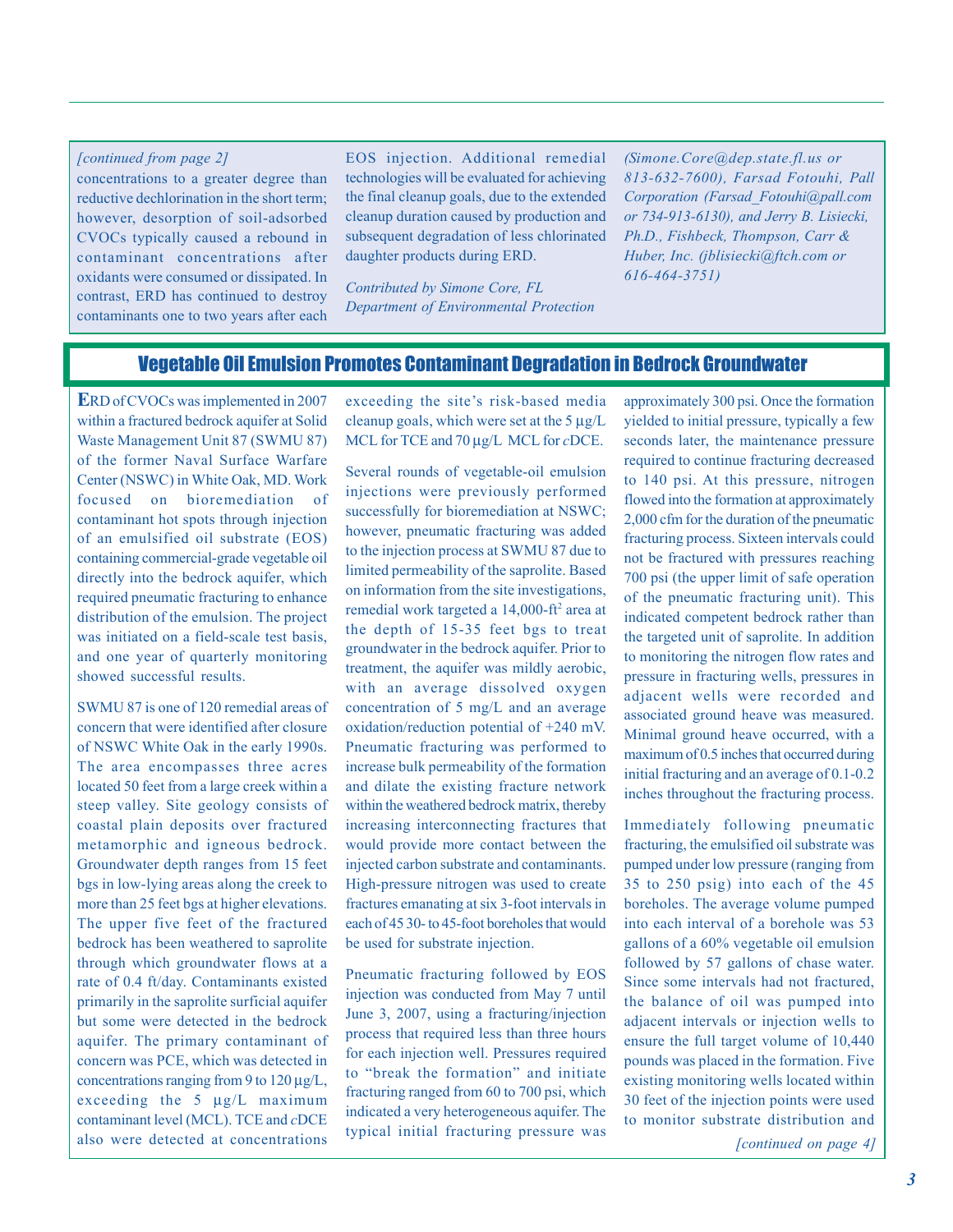*[continued from page 2]*

concentrations to a greater degree than reductive dechlorination in the short term; however, desorption of soil-adsorbed CVOCs typically caused a rebound in contaminant concentrations after oxidants were consumed or dissipated. In contrast, ERD has continued to destroy contaminants one to two years after each EOS injection. Additional remedial technologies will be evaluated for achieving the final cleanup goals, due to the extended cleanup duration caused by production and subsequent degradation of less chlorinated daughter products during ERD.

*Contributed by Simone Core, FL Department of Environmental Protection (Simone.Core@dep.state.fl.us or 813-632-7600), Farsad Fotouhi, Pall Corporation (Farsad_Fotouhi@pall.com or 734-913-6130), and Jerry B. Lisiecki, Ph.D., Fishbeck, Thompson, Carr & Huber, Inc. (jblisiecki@ftch.com or 616-464-3751)*

## Vegetable Oil Emulsion Promotes Contaminant Degradation in Bedrock Groundwater

**E**RD of CVOCs was implemented in 2007 within a fractured bedrock aquifer at Solid Waste Management Unit 87 (SWMU 87) of the former Naval Surface Warfare Center (NSWC) in White Oak, MD. Work focused on bioremediation of contaminant hot spots through injection of an emulsified oil substrate (EOS) containing commercial-grade vegetable oil directly into the bedrock aquifer, which required pneumatic fracturing to enhance distribution of the emulsion. The project was initiated on a field-scale test basis, and one year of quarterly monitoring showed successful results.

SWMU 87 is one of 120 remedial areas of concern that were identified after closure of NSWC White Oak in the early 1990s. The area encompasses three acres located 50 feet from a large creek within a steep valley. Site geology consists of coastal plain deposits over fractured metamorphic and igneous bedrock. Groundwater depth ranges from 15 feet bgs in low-lying areas along the creek to more than 25 feet bgs at higher elevations. The upper five feet of the fractured bedrock has been weathered to saprolite through which groundwater flows at a rate of 0.4 ft/day. Contaminants existed primarily in the saprolite surficial aquifer but some were detected in the bedrock aquifer. The primary contaminant of concern was PCE, which was detected in concentrations ranging from 9 to 120 µg/L, exceeding the 5 µg/L maximum contaminant level (MCL). TCE and *c*DCE also were detected at concentrations exceeding the site's risk-based media cleanup goals, which were set at the 5 µg/L MCL for TCE and 70 µg/L MCL for *c*DCE.

Several rounds of vegetable-oil emulsion injections were previously performed successfully for bioremediation at NSWC; however, pneumatic fracturing was added to the injection process at SWMU 87 due to limited permeability of the saprolite. Based on information from the site investigations, remedial work targeted a 14,000-ft$^2$ area at the depth of 15-35 feet bgs to treat groundwater in the bedrock aquifer. Prior to treatment, the aquifer was mildly aerobic, with an average dissolved oxygen concentration of 5 mg/L and an average oxidation/reduction potential of +240 mV. Pneumatic fracturing was performed to increase bulk permeability of the formation and dilate the existing fracture network within the weathered bedrock matrix, thereby increasing interconnecting fractures that would provide more contact between the injected carbon substrate and contaminants. High-pressure nitrogen was used to create fractures emanating at six 3-foot intervals in each of 45 30- to 45-foot boreholes that would be used for substrate injection.

Pneumatic fracturing followed by EOS injection was conducted from May 7 until June 3, 2007, using a fracturing/injection process that required less than three hours for each injection well. Pressures required to "break the formation" and initiate fracturing ranged from 60 to 700 psi, which indicated a very heterogeneous aquifer. The typical initial fracturing pressure was approximately 300 psi. Once the formation yielded to initial pressure, typically a few seconds later, the maintenance pressure required to continue fracturing decreased to 140 psi. At this pressure, nitrogen flowed into the formation at approximately 2,000 cfm for the duration of the pneumatic fracturing process. Sixteen intervals could not be fractured with pressures reaching 700 psi (the upper limit of safe operation of the pneumatic fracturing unit). This indicated competent bedrock rather than the targeted unit of saprolite. In addition to monitoring the nitrogen flow rates and pressure in fracturing wells, pressures in adjacent wells were recorded and associated ground heave was measured. Minimal ground heave occurred, with a maximum of 0.5 inches that occurred during initial fracturing and an average of 0.1-0.2 inches throughout the fracturing process.

Immediately following pneumatic fracturing, the emulsified oil substrate was pumped under low pressure (ranging from 35 to 250 psig) into each of the 45 boreholes. The average volume pumped into each interval of a borehole was 53 gallons of a 60% vegetable oil emulsion followed by 57 gallons of chase water. Since some intervals had not fractured, the balance of oil was pumped into adjacent intervals or injection wells to ensure the full target volume of 10,440 pounds was placed in the formation. Five existing monitoring wells located within 30 feet of the injection points were used to monitor substrate distribution and

*[continued on page 4]*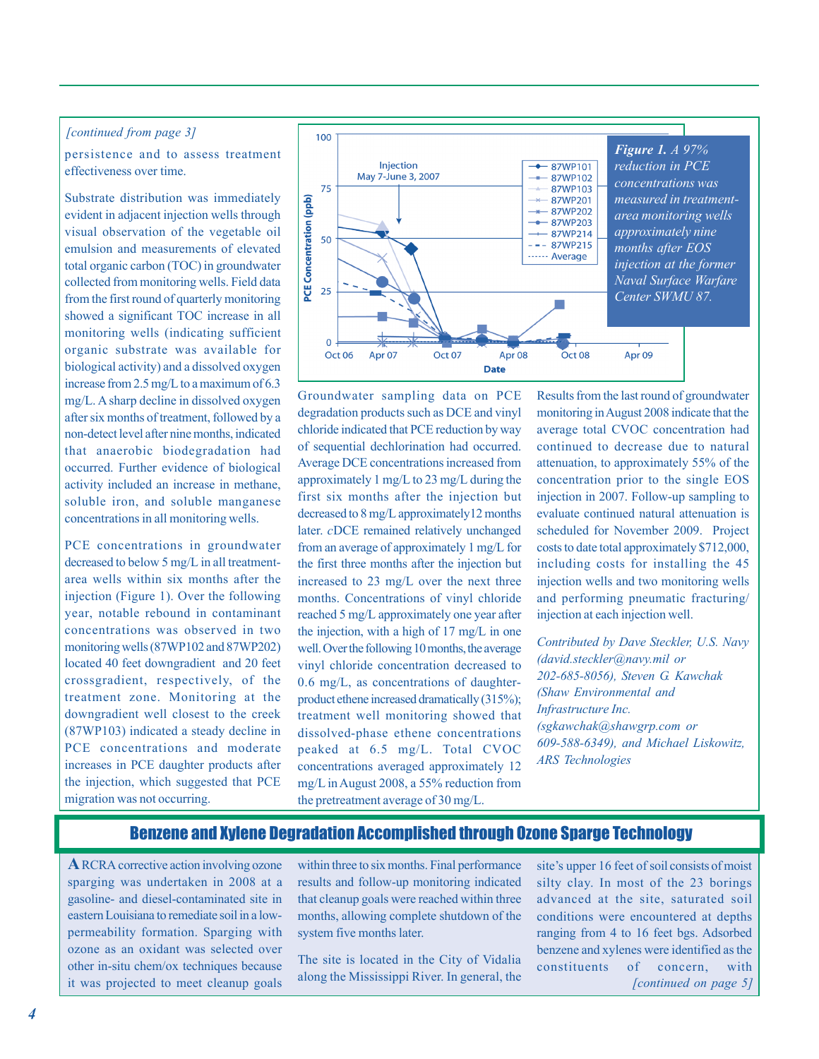*[continued from page 3]*

persistence and to assess treatment effectiveness over time.

Substrate distribution was immediately evident in adjacent injection wells through visual observation of the vegetable oil emulsion and measurements of elevated total organic carbon (TOC) in groundwater collected from monitoring wells. Field data from the first round of quarterly monitoring showed a significant TOC increase in all monitoring wells (indicating sufficient organic substrate was available for biological activity) and a dissolved oxygen increase from 2.5 mg/L to a maximum of 6.3 mg/L. A sharp decline in dissolved oxygen after six months of treatment, followed by a non-detect level after nine months, indicated that anaerobic biodegradation had occurred. Further evidence of biological activity included an increase in methane, soluble iron, and soluble manganese concentrations in all monitoring wells.

PCE concentrations in groundwater decreased to below 5 mg/L in all treatment-area wells within six months after the injection (Figure 1). Over the following year, notable rebound in contaminant concentrations was observed in two monitoring wells (87WP102 and 87WP202) located 40 feet downgradient and 20 feet crossgradient, respectively, of the treatment zone. Monitoring at the downgradient well closest to the creek (87WP103) indicated a steady decline in PCE concentrations and moderate increases in PCE daughter products after the injection, which suggested that PCE migration was not occurring.

***Figure 1.*** *A 97% reduction in PCE concentrations was measured in treatment-area monitoring wells approximately nine months after EOS injection at the former Naval Surface Warfare Center SWMU 87.*

Groundwater sampling data on PCE degradation products such as DCE and vinyl chloride indicated that PCE reduction by way of sequential dechlorination had occurred. Average DCE concentrations increased from approximately 1 mg/L to 23 mg/L during the first six months after the injection but decreased to 8 mg/L approximately12 months later. *c*DCE remained relatively unchanged from an average of approximately 1 mg/L for the first three months after the injection but increased to 23 mg/L over the next three months. Concentrations of vinyl chloride reached 5 mg/L approximately one year after the injection, with a high of 17 mg/L in one well. Over the following 10 months, the average vinyl chloride concentration decreased to 0.6 mg/L, as concentrations of daughter-product ethene increased dramatically (315%); treatment well monitoring showed that dissolved-phase ethene concentrations peaked at 6.5 mg/L. Total CVOC concentrations averaged approximately 12 mg/L in August 2008, a 55% reduction from the pretreatment average of 30 mg/L.

Results from the last round of groundwater monitoring in August 2008 indicate that the average total CVOC concentration had continued to decrease due to natural attenuation, to approximately 55% of the concentration prior to the single EOS injection in 2007. Follow-up sampling to evaluate continued natural attenuation is scheduled for November 2009. Project costs to date total approximately $712,000, including costs for installing the 45 injection wells and two monitoring wells and performing pneumatic fracturing/injection at each injection well.

*Contributed by Dave Steckler, U.S. Navy (david.steckler@navy.mil or 202-685-8056), Steven G. Kawchak (Shaw Environmental and Infrastructure Inc. (sgkawchak@shawgrp.com or 609-588-6349), and Michael Liskowitz, ARS Technologies*

## Benzene and Xylene Degradation Accomplished through Ozone Sparge Technology

A RCRA corrective action involving ozone sparging was undertaken in 2008 at a gasoline- and diesel-contaminated site in eastern Louisiana to remediate soil in a low-permeability formation. Sparging with ozone as an oxidant was selected over other in-situ chem/ox techniques because it was projected to meet cleanup goals within three to six months. Final performance results and follow-up monitoring indicated that cleanup goals were reached within three months, allowing complete shutdown of the system five months later.

The site is located in the City of Vidalia along the Mississippi River. In general, the site's upper 16 feet of soil consists of moist silty clay. In most of the 23 borings advanced at the site, saturated soil conditions were encountered at depths ranging from 4 to 16 feet bgs. Adsorbed benzene and xylenes were identified as the constituents of concern, with *[continued on page 5]*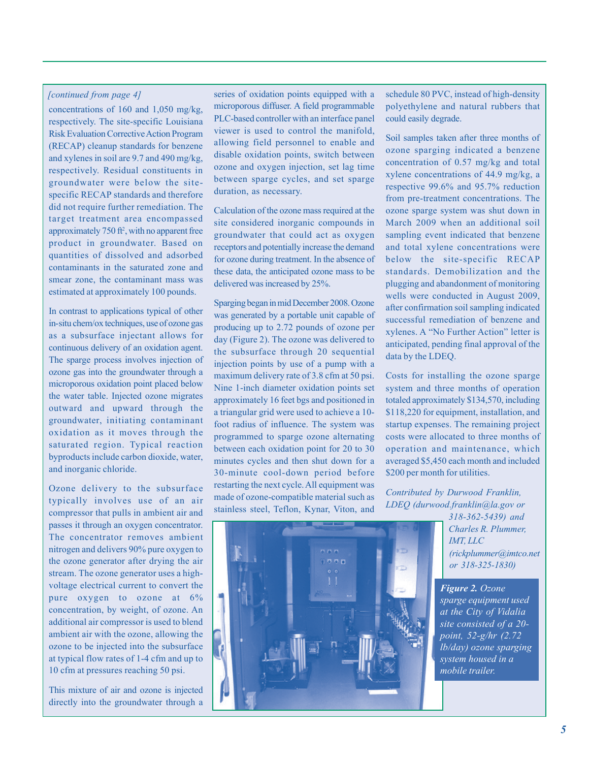*[continued from page 4]*

concentrations of 160 and 1,050 mg/kg, respectively. The site-specific Louisiana Risk Evaluation Corrective Action Program (RECAP) cleanup standards for benzene and xylenes in soil are 9.7 and 490 mg/kg, respectively. Residual constituents in groundwater were below the site-specific RECAP standards and therefore did not require further remediation. The target treatment area encompassed approximately 750 ft$^2$, with no apparent free product in groundwater. Based on quantities of dissolved and adsorbed contaminants in the saturated zone and smear zone, the contaminant mass was estimated at approximately 100 pounds.

In contrast to applications typical of other in-situ chem/ox techniques, use of ozone gas as a subsurface injectant allows for continuous delivery of an oxidation agent. The sparge process involves injection of ozone gas into the groundwater through a microporous oxidation point placed below the water table. Injected ozone migrates outward and upward through the groundwater, initiating contaminant oxidation as it moves through the saturated region. Typical reaction byproducts include carbon dioxide, water, and inorganic chloride.

Ozone delivery to the subsurface typically involves use of an air compressor that pulls in ambient air and passes it through an oxygen concentrator. The concentrator removes ambient nitrogen and delivers 90% pure oxygen to the ozone generator after drying the air stream. The ozone generator uses a high-voltage electrical current to convert the pure oxygen to ozone at 6% concentration, by weight, of ozone. An additional air compressor is used to blend ambient air with the ozone, allowing the ozone to be injected into the subsurface at typical flow rates of 1-4 cfm and up to 10 cfm at pressures reaching 50 psi.

This mixture of air and ozone is injected directly into the groundwater through a series of oxidation points equipped with a microporous diffuser. A field programmable PLC-based controller with an interface panel viewer is used to control the manifold, allowing field personnel to enable and disable oxidation points, switch between ozone and oxygen injection, set lag time between sparge cycles, and set sparge duration, as necessary.

Calculation of the ozone mass required at the site considered inorganic compounds in groundwater that could act as oxygen receptors and potentially increase the demand for ozone during treatment. In the absence of these data, the anticipated ozone mass to be delivered was increased by 25%.

Sparging began in mid December 2008. Ozone was generated by a portable unit capable of producing up to 2.72 pounds of ozone per day (Figure 2). The ozone was delivered to the subsurface through 20 sequential injection points by use of a pump with a maximum delivery rate of 3.8 cfm at 50 psi. Nine 1-inch diameter oxidation points set approximately 16 feet bgs and positioned in a triangular grid were used to achieve a 10-foot radius of influence. The system was programmed to sparge ozone alternating between each oxidation point for 20 to 30 minutes cycles and then shut down for a 30-minute cool-down period before restarting the next cycle. All equipment was made of ozone-compatible material such as stainless steel, Teflon, Kynar, Viton, and schedule 80 PVC, instead of high-density polyethylene and natural rubbers that could easily degrade.

Soil samples taken after three months of ozone sparging indicated a benzene concentration of 0.57 mg/kg and total xylene concentrations of 44.9 mg/kg, a respective 99.6% and 95.7% reduction from pre-treatment concentrations. The ozone sparge system was shut down in March 2009 when an additional soil sampling event indicated that benzene and total xylene concentrations were below the site-specific RECAP standards. Demobilization and the plugging and abandonment of monitoring wells were conducted in August 2009, after confirmation soil sampling indicated successful remediation of benzene and xylenes. A "No Further Action" letter is anticipated, pending final approval of the data by the LDEQ.

Costs for installing the ozone sparge system and three months of operation totaled approximately $134,570, including $118,220 for equipment, installation, and startup expenses. The remaining project costs were allocated to three months of operation and maintenance, which averaged $5,450 each month and included $200 per month for utilities.

*Contributed by Durwood Franklin, LDEQ (durwood.franklin@la.gov or 318-362-5439) and Charles R. Plummer, IMT, LLC (rickplummer@imtco.net or 318-325-1830)*

***Figure 2.*** *Ozone sparge equipment used at the City of Vidalia site consisted of a 20-point, 52-g/hr (2.72 lb/day) ozone sparging system housed in a mobile trailer.*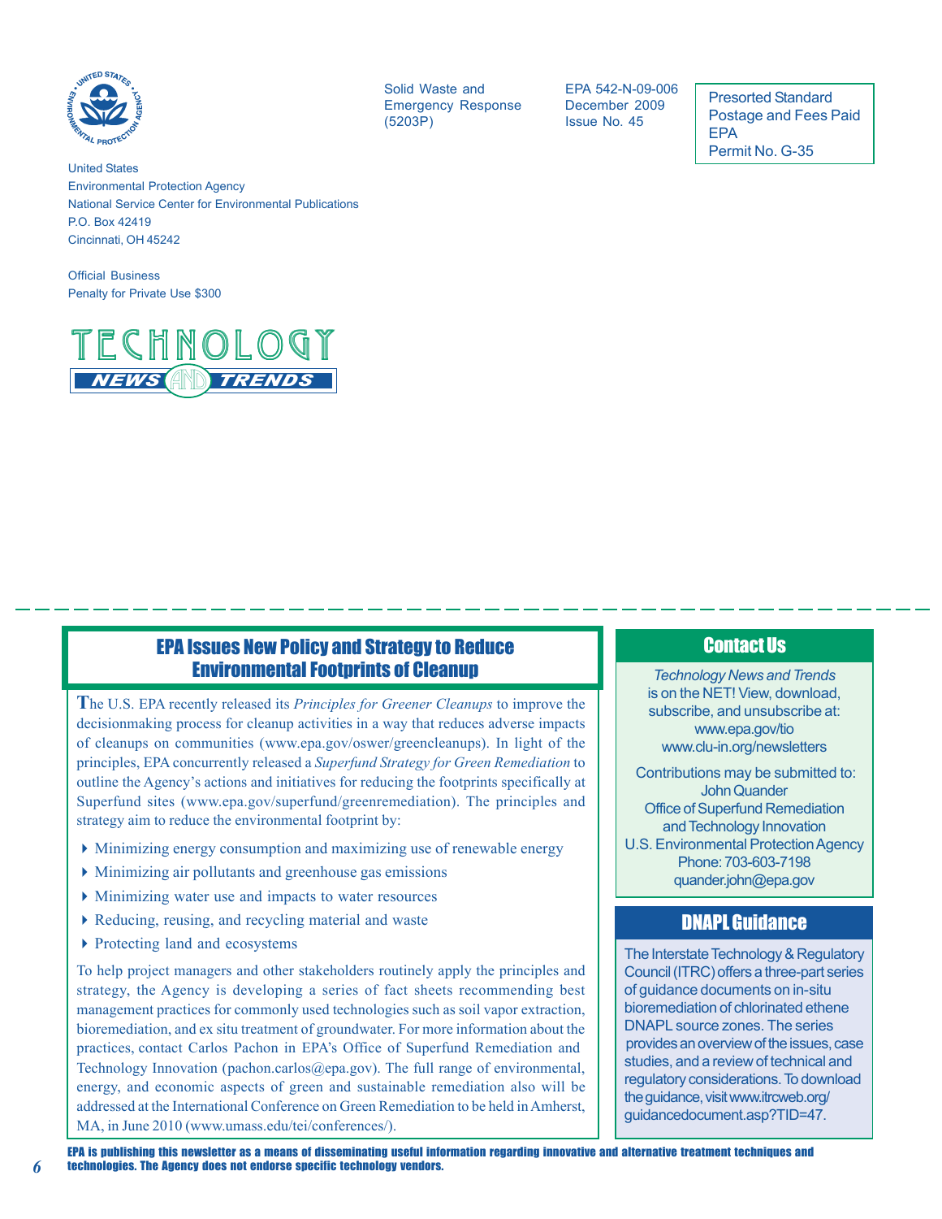Solid Waste and Emergency Response (5203P)

EPA 542-N-09-006
December 2009
Issue No. 45

Presorted Standard
Postage and Fees Paid
EPA
Permit No. G-35

United States
Environmental Protection Agency
National Service Center for Environmental Publications
P.O. Box 42419
Cincinnati, OH 45242

Official Business
Penalty for Private Use $300

TECHNOLOGY NEWS AND TRENDS

## EPA Issues New Policy and Strategy to Reduce Environmental Footprints of Cleanup

The U.S. EPA recently released its *Principles for Greener Cleanups* to improve the decisionmaking process for cleanup activities in a way that reduces adverse impacts of cleanups on communities (www.epa.gov/oswer/greencleanups). In light of the principles, EPA concurrently released a *Superfund Strategy for Green Remediation* to outline the Agency's actions and initiatives for reducing the footprints specifically at Superfund sites (www.epa.gov/superfund/greenremediation). The principles and strategy aim to reduce the environmental footprint by:

- Minimizing energy consumption and maximizing use of renewable energy
- Minimizing air pollutants and greenhouse gas emissions
- Minimizing water use and impacts to water resources
- Reducing, reusing, and recycling material and waste
- Protecting land and ecosystems

To help project managers and other stakeholders routinely apply the principles and strategy, the Agency is developing a series of fact sheets recommending best management practices for commonly used technologies such as soil vapor extraction, bioremediation, and ex situ treatment of groundwater. For more information about the practices, contact Carlos Pachon in EPA's Office of Superfund Remediation and Technology Innovation (pachon.carlos@epa.gov). The full range of environmental, energy, and economic aspects of green and sustainable remediation also will be addressed at the International Conference on Green Remediation to be held in Amherst, MA, in June 2010 (www.umass.edu/tei/conferences/).

## Contact Us

*Technology News and Trends* is on the NET! View, download, subscribe, and unsubscribe at:
www.epa.gov/tio
www.clu-in.org/newsletters

Contributions may be submitted to:
John Quander
Office of Superfund Remediation and Technology Innovation
U.S. Environmental Protection Agency
Phone: 703-603-7198
quander.john@epa.gov

## DNAPL Guidance

The Interstate Technology & Regulatory Council (ITRC) offers a three-part series of guidance documents on in-situ bioremediation of chlorinated ethene DNAPL source zones. The series provides an overview of the issues, case studies, and a review of technical and regulatory considerations. To download the guidance, visit www.itrcweb.org/guidancedocument.asp?TID=47.

**EPA is publishing this newsletter as a means of disseminating useful information regarding innovative and alternative treatment techniques and technologies. The Agency does not endorse specific technology vendors.**